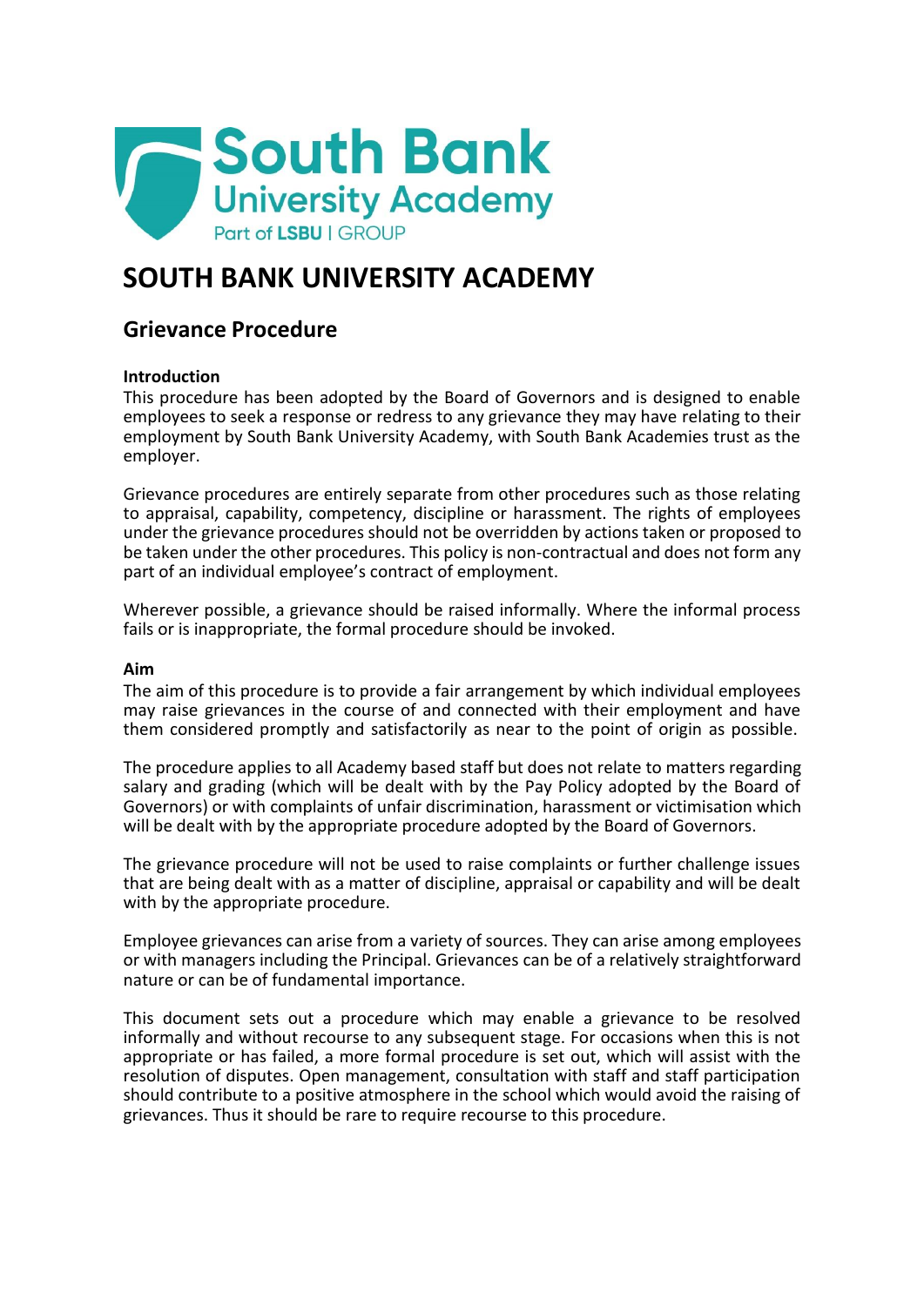# SOUTH BANK UNIVERSITY ACADEMY

## Grievance Procedure

**Introduction**

This procedure has been adopted by the Board of Governors and is designed to enable employees to seek a response or redress to any grievance they may have relating to their employment by South Bank University Academy, with South Bank Academies trust as the employer.

Grievance procedures are entirely separate from other procedures such as those relating to appraisal, capability, competency, discipline or harassment. The rights of employees under the grievance procedures should not be overridden by actions taken or proposed to be taken under the other procedures. This policy is non-contractual and does not form any part of an individual employee's contract of employment.

Wherever possible, a grievance should be raised informally. Where the informal process fails or is inappropriate, the formal procedure should be invoked.

**Aim**

The aim of this procedure is to provide a fair arrangement by which individual employees may raise grievances in the course of and connected with their employment and have them considered promptly and satisfactorily as near to the point of origin as possible.

The procedure applies to all Academy based staff but does not relate to matters regarding salary and grading (which will be dealt with by the Pay Policy adopted by the Board of Governors) or with complaints of unfair discrimination, harassment or victimisation which will be dealt with by the appropriate procedure adopted by the Board of Governors.

The grievance procedure will not be used to raise complaints or further challenge issues that are being dealt with as a matter of discipline, appraisal or capability and will be dealt with by the appropriate procedure.

Employee grievances can arise from a variety of sources. They can arise among employees or with managers including the Principal. Grievances can be of a relatively straightforward nature or can be of fundamental importance.

This document sets out a procedure which may enable a grievance to be resolved informally and without recourse to any subsequent stage. For occasions when this is not appropriate or has failed, a more formal procedure is set out, which will assist with the resolution of disputes. Open management, consultation with staff and staff participation should contribute to a positive atmosphere in the school which would avoid the raising of grievances. Thus it should be rare to require recourse to this procedure.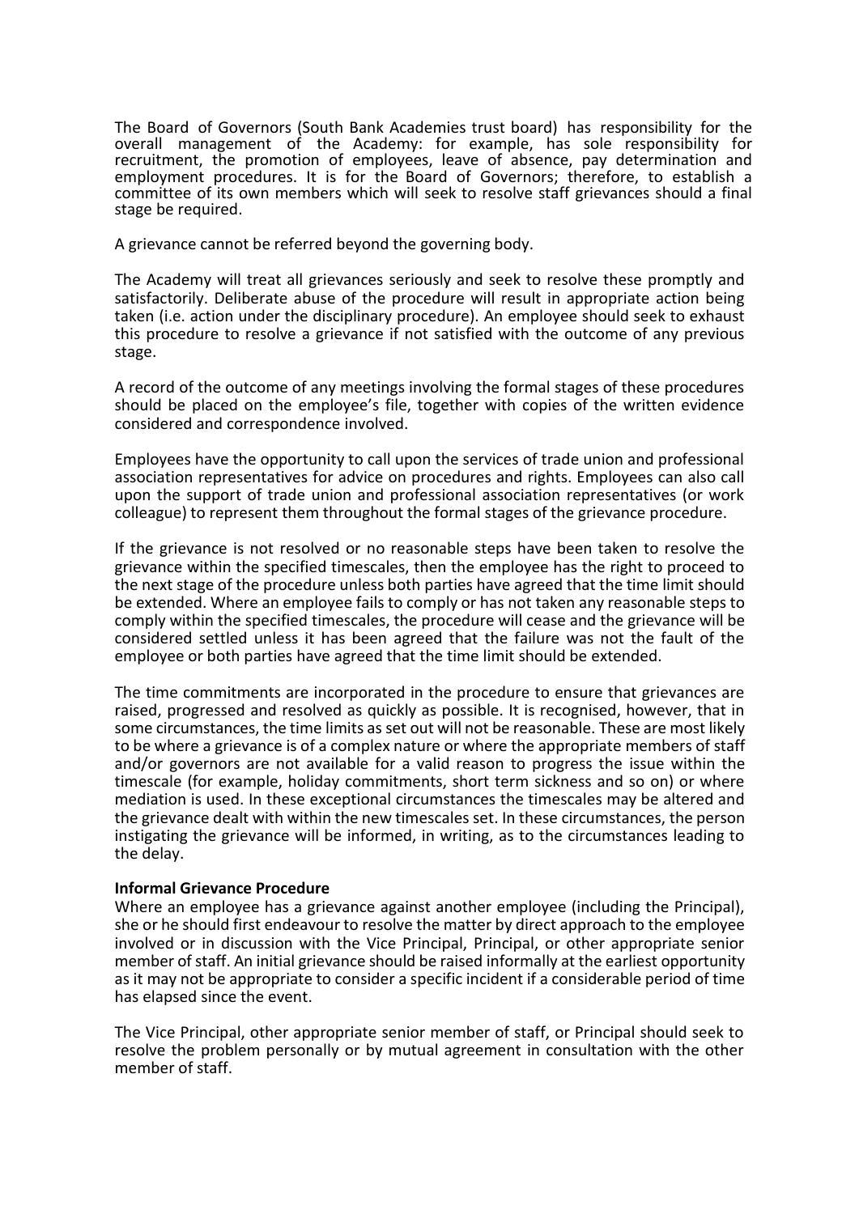The Board of Governors (South Bank Academies trust board) has responsibility for the overall management of the Academy: for example, has sole responsibility for recruitment, the promotion of employees, leave of absence, pay determination and employment procedures. It is for the Board of Governors; therefore, to establish a committee of its own members which will seek to resolve staff grievances should a final stage be required.

A grievance cannot be referred beyond the governing body.

The Academy will treat all grievances seriously and seek to resolve these promptly and satisfactorily. Deliberate abuse of the procedure will result in appropriate action being taken (i.e. action under the disciplinary procedure). An employee should seek to exhaust this procedure to resolve a grievance if not satisfied with the outcome of any previous stage.

A record of the outcome of any meetings involving the formal stages of these procedures should be placed on the employee's file, together with copies of the written evidence considered and correspondence involved.

Employees have the opportunity to call upon the services of trade union and professional association representatives for advice on procedures and rights. Employees can also call upon the support of trade union and professional association representatives (or work colleague) to represent them throughout the formal stages of the grievance procedure.

If the grievance is not resolved or no reasonable steps have been taken to resolve the grievance within the specified timescales, then the employee has the right to proceed to the next stage of the procedure unless both parties have agreed that the time limit should be extended. Where an employee fails to comply or has not taken any reasonable steps to comply within the specified timescales, the procedure will cease and the grievance will be considered settled unless it has been agreed that the failure was not the fault of the employee or both parties have agreed that the time limit should be extended.

The time commitments are incorporated in the procedure to ensure that grievances are raised, progressed and resolved as quickly as possible. It is recognised, however, that in some circumstances, the time limits as set out will not be reasonable. These are most likely to be where a grievance is of a complex nature or where the appropriate members of staff and/or governors are not available for a valid reason to progress the issue within the timescale (for example, holiday commitments, short term sickness and so on) or where mediation is used. In these exceptional circumstances the timescales may be altered and the grievance dealt with within the new timescales set. In these circumstances, the person instigating the grievance will be informed, in writing, as to the circumstances leading to the delay.

**Informal Grievance Procedure**

Where an employee has a grievance against another employee (including the Principal), she or he should first endeavour to resolve the matter by direct approach to the employee involved or in discussion with the Vice Principal, Principal, or other appropriate senior member of staff. An initial grievance should be raised informally at the earliest opportunity as it may not be appropriate to consider a specific incident if a considerable period of time has elapsed since the event.

The Vice Principal, other appropriate senior member of staff, or Principal should seek to resolve the problem personally or by mutual agreement in consultation with the other member of staff.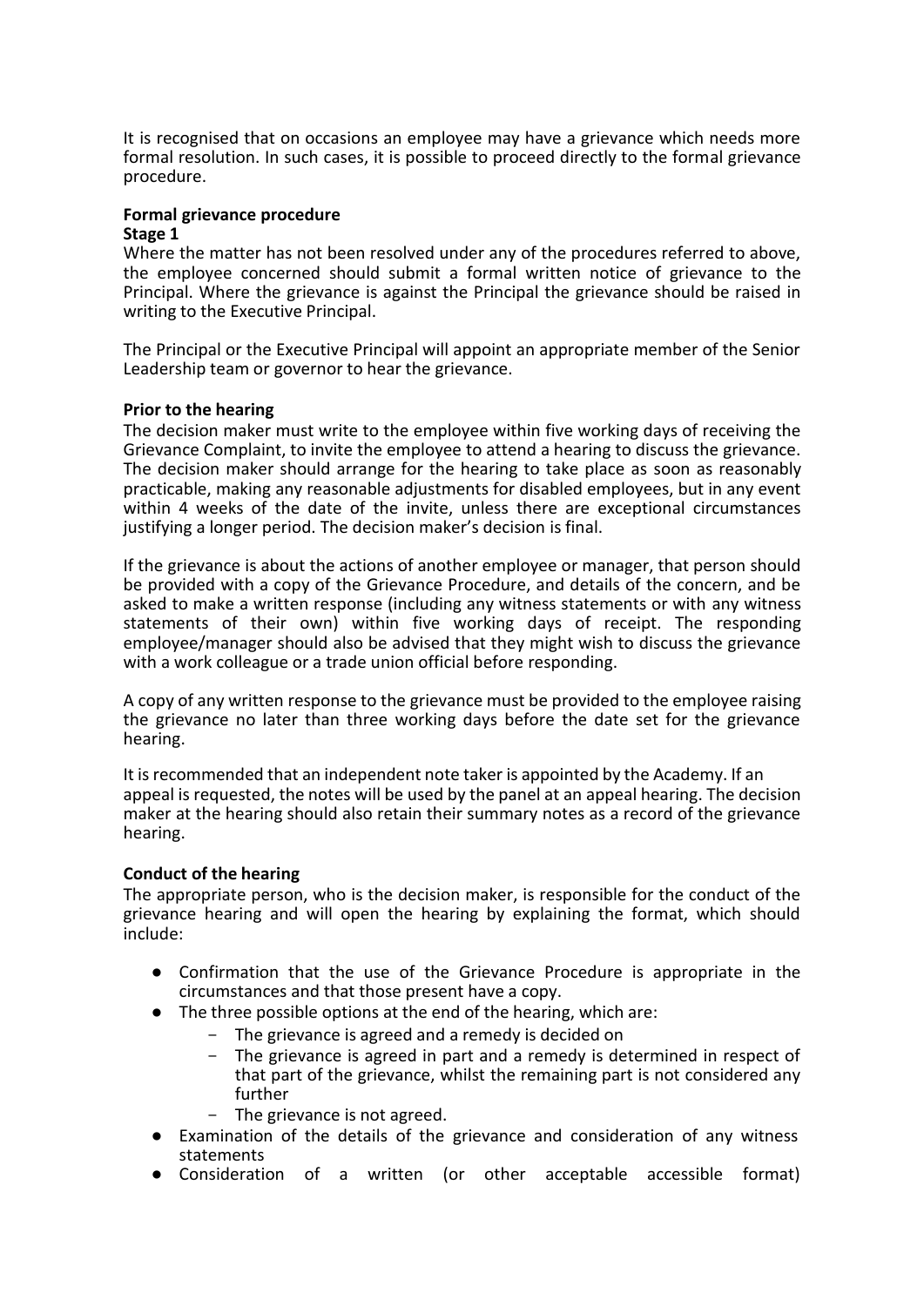It is recognised that on occasions an employee may have a grievance which needs more formal resolution. In such cases, it is possible to proceed directly to the formal grievance procedure.

**Formal grievance procedure**

**Stage 1**

Where the matter has not been resolved under any of the procedures referred to above, the employee concerned should submit a formal written notice of grievance to the Principal. Where the grievance is against the Principal the grievance should be raised in writing to the Executive Principal.

The Principal or the Executive Principal will appoint an appropriate member of the Senior Leadership team or governor to hear the grievance.

**Prior to the hearing**

The decision maker must write to the employee within five working days of receiving the Grievance Complaint, to invite the employee to attend a hearing to discuss the grievance. The decision maker should arrange for the hearing to take place as soon as reasonably practicable, making any reasonable adjustments for disabled employees, but in any event within 4 weeks of the date of the invite, unless there are exceptional circumstances justifying a longer period. The decision maker's decision is final.

If the grievance is about the actions of another employee or manager, that person should be provided with a copy of the Grievance Procedure, and details of the concern, and be asked to make a written response (including any witness statements or with any witness statements of their own) within five working days of receipt. The responding employee/manager should also be advised that they might wish to discuss the grievance with a work colleague or a trade union official before responding.

A copy of any written response to the grievance must be provided to the employee raising the grievance no later than three working days before the date set for the grievance hearing.

It is recommended that an independent note taker is appointed by the Academy. If an appeal is requested, the notes will be used by the panel at an appeal hearing. The decision maker at the hearing should also retain their summary notes as a record of the grievance hearing.

**Conduct of the hearing**

The appropriate person, who is the decision maker, is responsible for the conduct of the grievance hearing and will open the hearing by explaining the format, which should include:

- Confirmation that the use of the Grievance Procedure is appropriate in the circumstances and that those present have a copy.
- The three possible options at the end of the hearing, which are:
  - The grievance is agreed and a remedy is decided on
  - The grievance is agreed in part and a remedy is determined in respect of that part of the grievance, whilst the remaining part is not considered any further
  - The grievance is not agreed.
- Examination of the details of the grievance and consideration of any witness statements
- Consideration of a written (or other acceptable accessible format)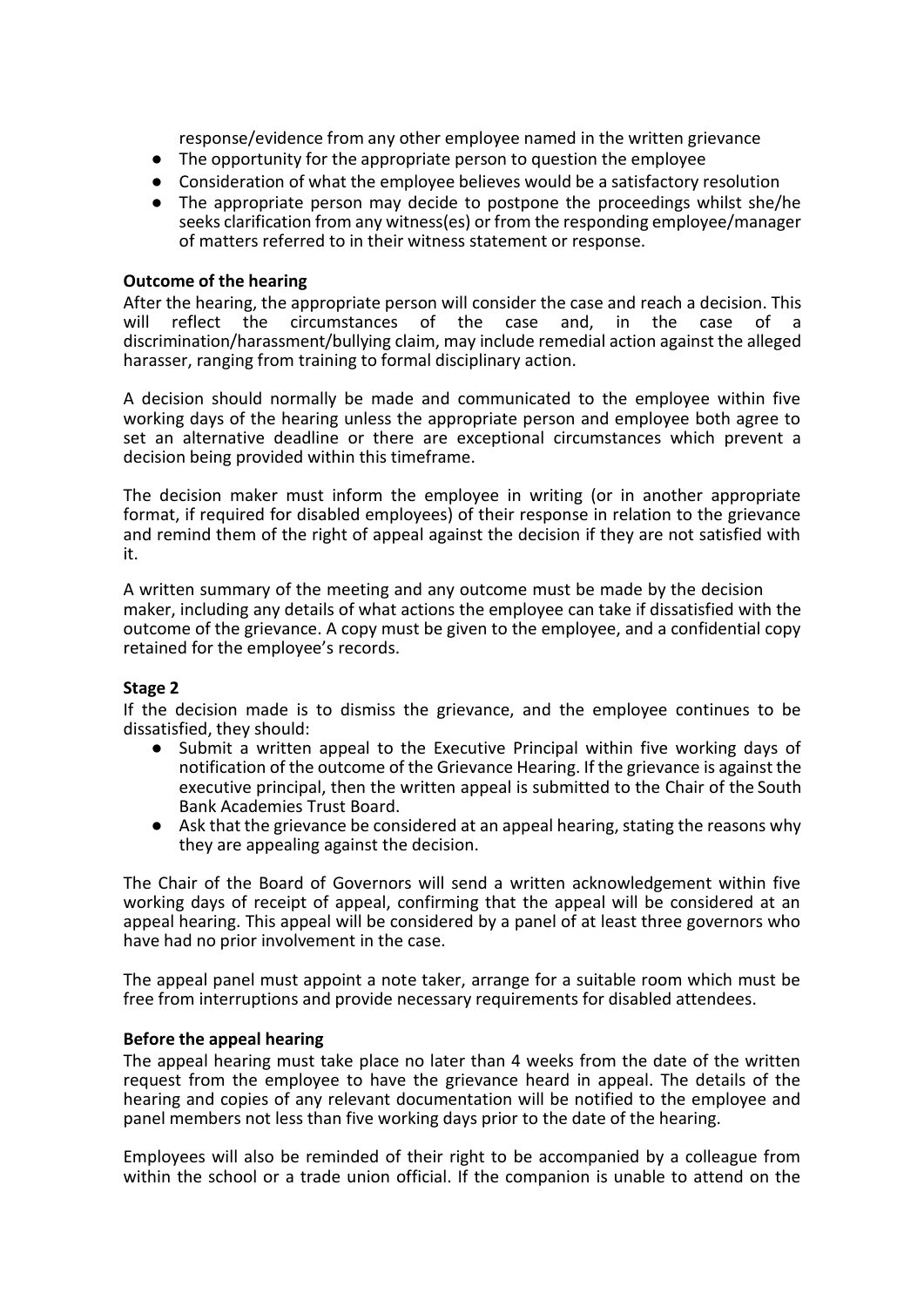response/evidence from any other employee named in the written grievance

- The opportunity for the appropriate person to question the employee
- Consideration of what the employee believes would be a satisfactory resolution
- The appropriate person may decide to postpone the proceedings whilst she/he seeks clarification from any witness(es) or from the responding employee/manager of matters referred to in their witness statement or response.

**Outcome of the hearing**

After the hearing, the appropriate person will consider the case and reach a decision. This will reflect the circumstances of the case and, in the case of a discrimination/harassment/bullying claim, may include remedial action against the alleged harasser, ranging from training to formal disciplinary action.

A decision should normally be made and communicated to the employee within five working days of the hearing unless the appropriate person and employee both agree to set an alternative deadline or there are exceptional circumstances which prevent a decision being provided within this timeframe.

The decision maker must inform the employee in writing (or in another appropriate format, if required for disabled employees) of their response in relation to the grievance and remind them of the right of appeal against the decision if they are not satisfied with it.

A written summary of the meeting and any outcome must be made by the decision maker, including any details of what actions the employee can take if dissatisfied with the outcome of the grievance. A copy must be given to the employee, and a confidential copy retained for the employee's records.

**Stage 2**

If the decision made is to dismiss the grievance, and the employee continues to be dissatisfied, they should:

- Submit a written appeal to the Executive Principal within five working days of notification of the outcome of the Grievance Hearing. If the grievance is against the executive principal, then the written appeal is submitted to the Chair of the South Bank Academies Trust Board.
- Ask that the grievance be considered at an appeal hearing, stating the reasons why they are appealing against the decision.

The Chair of the Board of Governors will send a written acknowledgement within five working days of receipt of appeal, confirming that the appeal will be considered at an appeal hearing. This appeal will be considered by a panel of at least three governors who have had no prior involvement in the case.

The appeal panel must appoint a note taker, arrange for a suitable room which must be free from interruptions and provide necessary requirements for disabled attendees.

**Before the appeal hearing**

The appeal hearing must take place no later than 4 weeks from the date of the written request from the employee to have the grievance heard in appeal. The details of the hearing and copies of any relevant documentation will be notified to the employee and panel members not less than five working days prior to the date of the hearing.

Employees will also be reminded of their right to be accompanied by a colleague from within the school or a trade union official. If the companion is unable to attend on the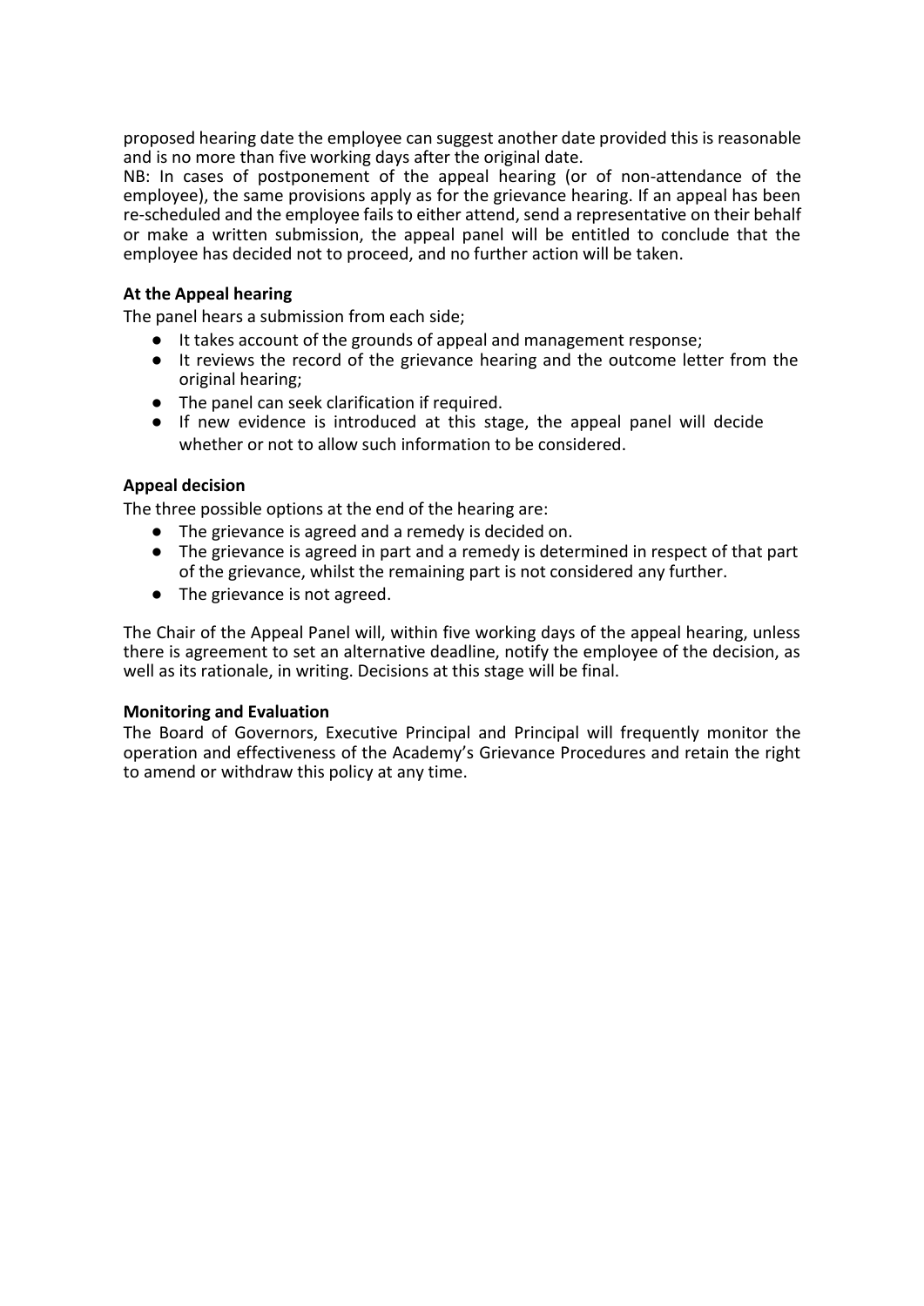proposed hearing date the employee can suggest another date provided this is reasonable and is no more than five working days after the original date.

NB: In cases of postponement of the appeal hearing (or of non-attendance of the employee), the same provisions apply as for the grievance hearing. If an appeal has been re-scheduled and the employee fails to either attend, send a representative on their behalf or make a written submission, the appeal panel will be entitled to conclude that the employee has decided not to proceed, and no further action will be taken.

**At the Appeal hearing**

The panel hears a submission from each side;

- It takes account of the grounds of appeal and management response;
- It reviews the record of the grievance hearing and the outcome letter from the original hearing;
- The panel can seek clarification if required.
- If new evidence is introduced at this stage, the appeal panel will decide whether or not to allow such information to be considered.

**Appeal decision**

The three possible options at the end of the hearing are:

- The grievance is agreed and a remedy is decided on.
- The grievance is agreed in part and a remedy is determined in respect of that part of the grievance, whilst the remaining part is not considered any further.
- The grievance is not agreed.

The Chair of the Appeal Panel will, within five working days of the appeal hearing, unless there is agreement to set an alternative deadline, notify the employee of the decision, as well as its rationale, in writing. Decisions at this stage will be final.

**Monitoring and Evaluation**

The Board of Governors, Executive Principal and Principal will frequently monitor the operation and effectiveness of the Academy's Grievance Procedures and retain the right to amend or withdraw this policy at any time.